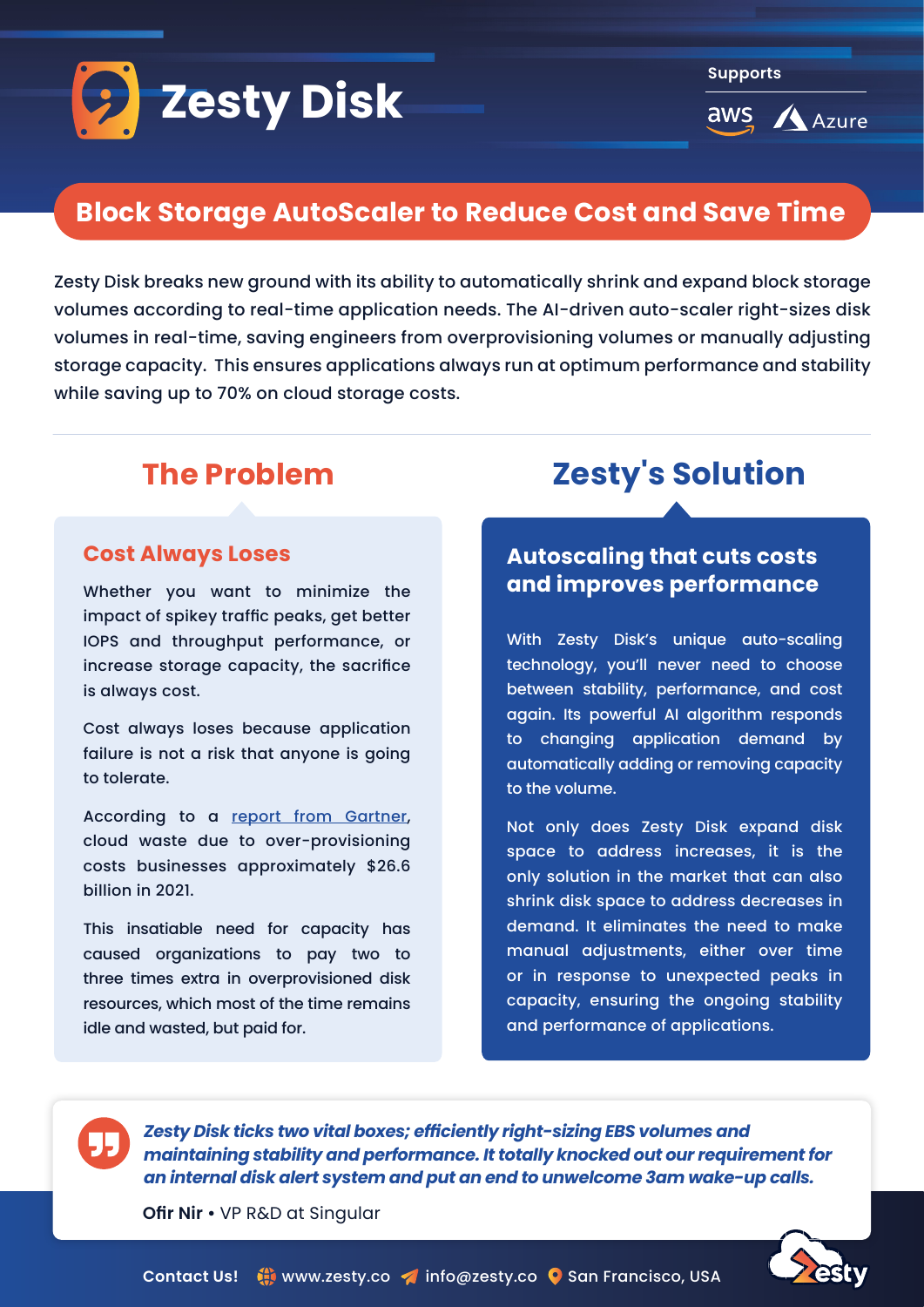# Zesty Disk

**Supports**

aws Azure

## Block Storage AutoScaler to Reduce Cost and Save Time

Zesty Disk breaks new ground with its ability to automatically shrink and expand block storage volumes according to real-time application needs. The AI-driven auto-scaler right-sizes disk volumes in real-time, saving engineers from overprovisioning volumes or manually adjusting storage capacity. This ensures applications always run at optimum performance and stability while saving up to 70% on cloud storage costs.

## The Problem

### Cost Always Loses

Whether you want to minimize the impact of spikey traffic peaks, get better IOPS and throughput performance, or increase storage capacity, the sacrifice is always cost.

Cost always loses because application failure is not a risk that anyone is going to tolerate.

According to a report from Gartner, cloud waste due to over-provisioning costs businesses approximately $26.6 billion in 2021.

This insatiable need for capacity has caused organizations to pay two to three times extra in overprovisioned disk resources, which most of the time remains idle and wasted, but paid for.

## Zesty's Solution

### Autoscaling that cuts costs and improves performance

With Zesty Disk's unique auto-scaling technology, you'll never need to choose between stability, performance, and cost again. Its powerful AI algorithm responds to changing application demand by automatically adding or removing capacity to the volume.

Not only does Zesty Disk expand disk space to address increases, it is the only solution in the market that can also shrink disk space to address decreases in demand. It eliminates the need to make manual adjustments, either over time or in response to unexpected peaks in capacity, ensuring the ongoing stability and performance of applications.

> ***Zesty Disk ticks two vital boxes; efficiently right-sizing EBS volumes and maintaining stability and performance. It totally knocked out our requirement for an internal disk alert system and put an end to unwelcome 3am wake-up calls.***
>
> **Ofir Nir** • VP R&D at Singular

**Contact Us!** www.zesty.co info@zesty.co San Francisco, USA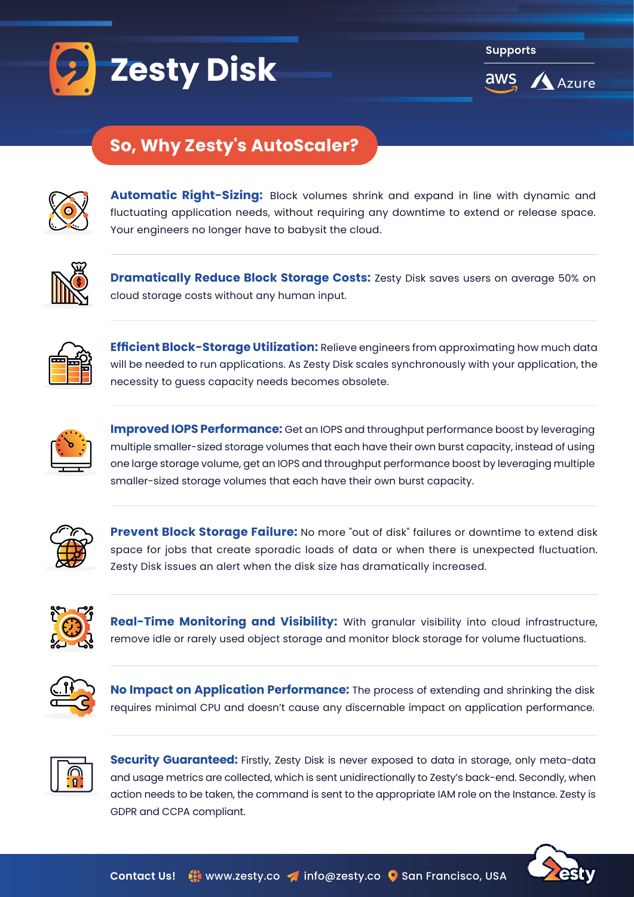# Zesty Disk

Supports

aws Azure

## So, Why Zesty's AutoScaler?

**Automatic Right-Sizing:** Block volumes shrink and expand in line with dynamic and fluctuating application needs, without requiring any downtime to extend or release space. Your engineers no longer have to babysit the cloud.

**Dramatically Reduce Block Storage Costs:** Zesty Disk saves users on average 50% on cloud storage costs without any human input.

**Efficient Block-Storage Utilization:** Relieve engineers from approximating how much data will be needed to run applications. As Zesty Disk scales synchronously with your application, the necessity to guess capacity needs becomes obsolete.

**Improved IOPS Performance:** Get an IOPS and throughput performance boost by leveraging multiple smaller-sized storage volumes that each have their own burst capacity, instead of using one large storage volume, get an IOPS and throughput performance boost by leveraging multiple smaller-sized storage volumes that each have their own burst capacity.

**Prevent Block Storage Failure:** No more "out of disk" failures or downtime to extend disk space for jobs that create sporadic loads of data or when there is unexpected fluctuation. Zesty Disk issues an alert when the disk size has dramatically increased.

**Real-Time Monitoring and Visibility:** With granular visibility into cloud infrastructure, remove idle or rarely used object storage and monitor block storage for volume fluctuations.

**No Impact on Application Performance:** The process of extending and shrinking the disk requires minimal CPU and doesn't cause any discernable impact on application performance.

**Security Guaranteed:** Firstly, Zesty Disk is never exposed to data in storage, only meta-data and usage metrics are collected, which is sent unidirectionally to Zesty's back-end. Secondly, when action needs to be taken, the command is sent to the appropriate IAM role on the Instance. Zesty is GDPR and CCPA compliant.

**Contact Us!** www.zesty.co info@zesty.co San Francisco, USA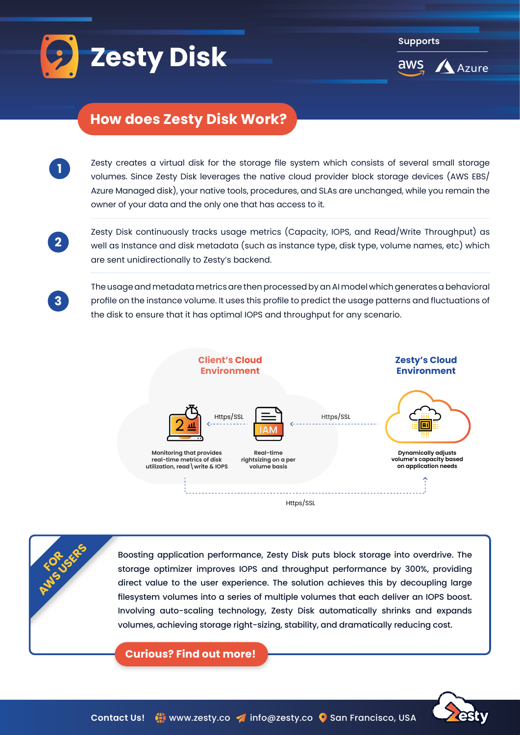# Zesty Disk

Supports

aws Azure

## How does Zesty Disk Work?

1. Zesty creates a virtual disk for the storage file system which consists of several small storage volumes. Since Zesty Disk leverages the native cloud provider block storage devices (AWS EBS/ Azure Managed disk), your native tools, procedures, and SLAs are unchanged, while you remain the owner of your data and the only one that has access to it.

2. Zesty Disk continuously tracks usage metrics (Capacity, IOPS, and Read/Write Throughput) as well as Instance and disk metadata (such as instance type, disk type, volume names, etc) which are sent unidirectionally to Zesty's backend.

3. The usage and metadata metrics are then processed by an AI model which generates a behavioral profile on the instance volume. It uses this profile to predict the usage patterns and fluctuations of the disk to ensure that it has optimal IOPS and throughput for any scenario.

**Client's Cloud Environment**

Monitoring that provides real-time metrics of disk utilization, read \ write & IOPS

Https/SSL

IAM

Real-time rightsizing on a per volume basis

Https/SSL

**Zesty's Cloud Environment**

Dynamically adjusts volume's capacity based on application needs

Https/SSL

**FOR AWS USERS**

Boosting application performance, Zesty Disk puts block storage into overdrive. The storage optimizer improves IOPS and throughput performance by 300%, providing direct value to the user experience. The solution achieves this by decoupling large filesystem volumes into a series of multiple volumes that each deliver an IOPS boost. Involving auto-scaling technology, Zesty Disk automatically shrinks and expands volumes, achieving storage right-sizing, stability, and dramatically reducing cost.

**Curious? Find out more!**

**Contact Us!** www.zesty.co info@zesty.co San Francisco, USA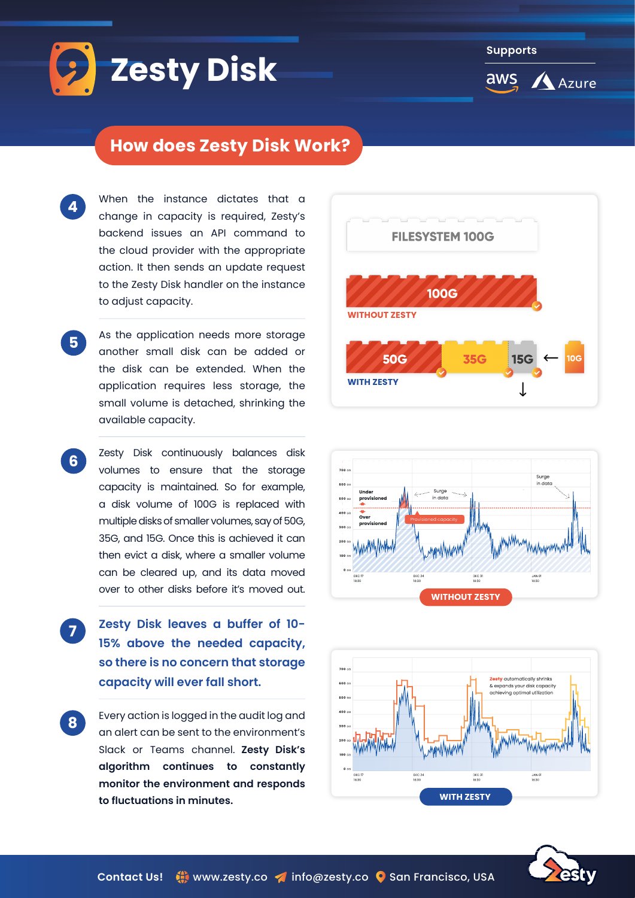# Zesty Disk

Supports

aws Azure

## How does Zesty Disk Work?

**4** When the instance dictates that a change in capacity is required, Zesty's backend issues an API command to the cloud provider with the appropriate action. It then sends an update request to the Zesty Disk handler on the instance to adjust capacity.

**5** As the application needs more storage another small disk can be added or the disk can be extended. When the application requires less storage, the small volume is detached, shrinking the available capacity.

**6** Zesty Disk continuously balances disk volumes to ensure that the storage capacity is maintained. So for example, a disk volume of 100G is replaced with multiple disks of smaller volumes, say of 50G, 35G, and 15G. Once this is achieved it can then evict a disk, where a smaller volume can be cleared up, and its data moved over to other disks before it's moved out.

**7** **Zesty Disk leaves a buffer of 10-15% above the needed capacity, so there is no concern that storage capacity will ever fall short.**

**8** Every action is logged in the audit log and an alert can be sent to the environment's Slack or Teams channel. **Zesty Disk's algorithm continues to constantly monitor the environment and responds to fluctuations in minutes.**

FILESYSTEM 100G

100G
WITHOUT ZESTY

50G | 35G | 15G ← 10G
WITH ZESTY

WITHOUT ZESTY

WITH ZESTY

Contact Us! www.zesty.co info@zesty.co San Francisco, USA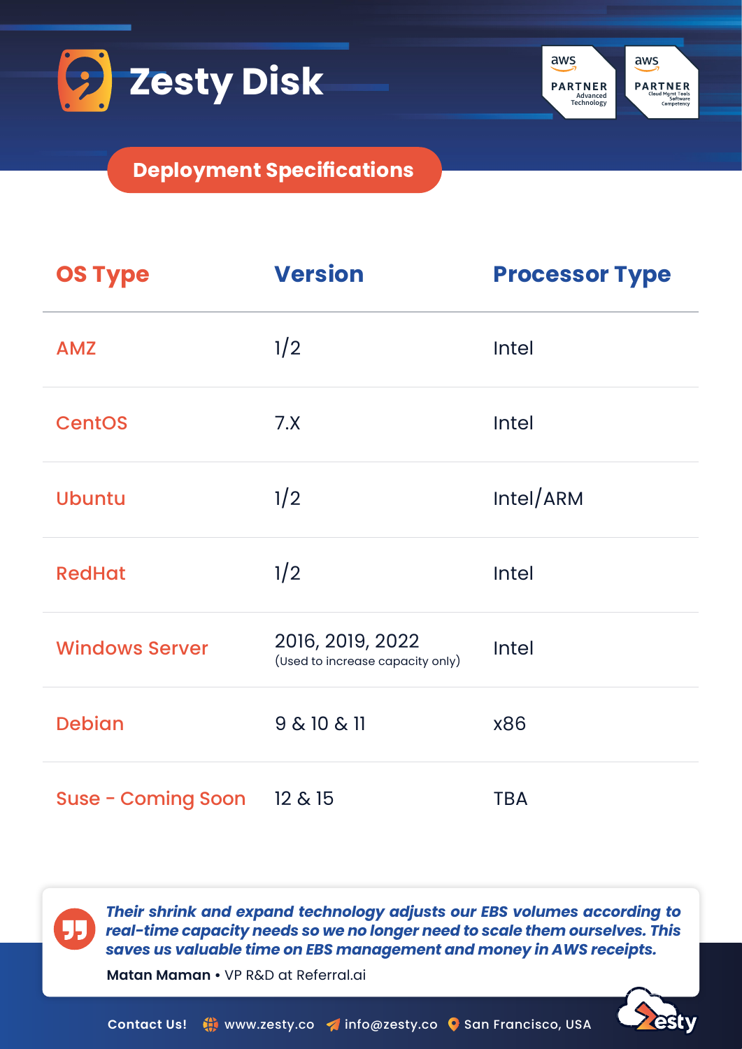# Zesty Disk

aws PARTNER Advanced Technology

aws PARTNER Cloud Mgmt Tools Software Competency

## Deployment Specifications

| OS Type | Version | Processor Type |
|---|---|---|
| AMZ | 1/2 | Intel |
| CentOS | 7.X | Intel |
| Ubuntu | 1/2 | Intel/ARM |
| RedHat | 1/2 | Intel |
| Windows Server | 2016, 2019, 2022 (Used to increase capacity only) | Intel |
| Debian | 9 & 10 & 11 | x86 |
| Suse - Coming Soon | 12 & 15 | TBA |

> ***Their shrink and expand technology adjusts our EBS volumes according to real-time capacity needs so we no longer need to scale them ourselves. This saves us valuable time on EBS management and money in AWS receipts.***
>
> **Matan Maman** • VP R&D at Referral.ai

**Contact Us!** www.zesty.co info@zesty.co San Francisco, USA